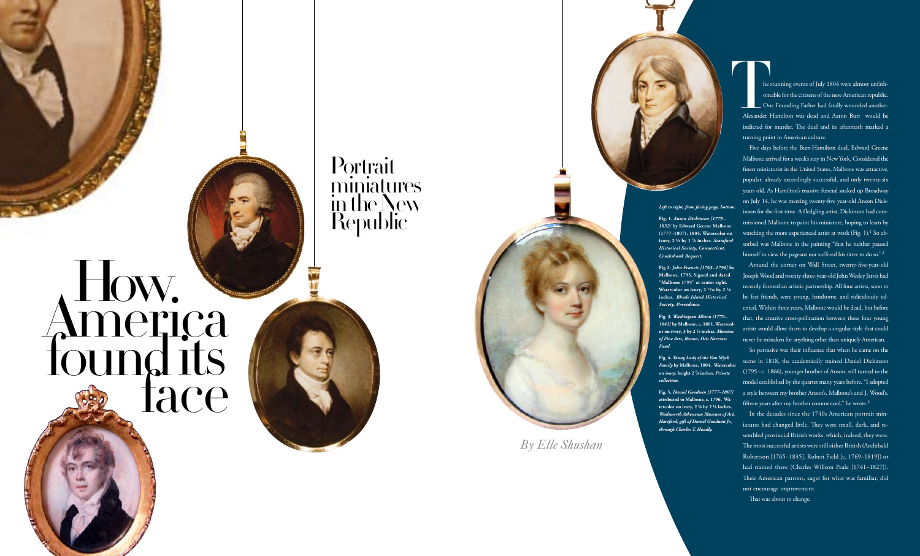# How America found its face

## Portrait miniatures in the New Republic

By Elle Shushan

*Left to right, from facing page, bottom:*

**Fig. 1. *Anson Dickinson (1779–1852)* by Edward Greene Malbone (1777–1807), 1804. Watercolor on ivory, 2 ½ by 1 ⅞ inches. *Stamford Historical Society, Connecticut, Cruikshank Bequest.***

**Fig 2. *John Francis (1763–1796)* by Malbone, 1795. Signed and dated "Malbone 1795" at center right. Watercolor on ivory, 2 ¹³⁄₁₆ by 2 ⅛ inches. *Rhode Island Historical Society, Providence.***

**Fig. 3. *Washington Allston (1779–1843)* by Malbone, c. 1801. Watercolor on ivory, 3 by 2 ½ inches. *Museum of Fine Arts, Boston, Otis Norcross Fund.***

**Fig. 4. *Young Lady of the Van Wyck Family* by Malbone, 1804. Watercolor on ivory, height 2 ⅞ inches. *Private collection.***

**Fig. 5. *Daniel Goodwin (1777–1807)* attributed to Malbone, c. 1796. Watercolor on ivory, 2 ⅜ by 2 ⅛ inches. *Wadsworth Atheneum Museum of Art, Hartford, gift of Daniel Goodwin Jr., through Charles T. Hoadly.***

The stunning events of July 1804 were almost unfathomable for the citizens of the new American republic. One Founding Father had fatally wounded another. Alexander Hamilton was dead and Aaron Burr would be indicted for murder. The duel and its aftermath marked a turning point in American culture.

Five days before the Burr-Hamilton duel, Edward Greene Malbone arrived for a week's stay in New York. Considered the finest miniaturist in the United States, Malbone was attractive, popular, already exceedingly successful, and only twenty-six years old. As Hamilton's massive funeral snaked up Broadway on July 14, he was meeting twenty-five year-old Anson Dickinson for the first time. A fledgling artist, Dickinson had commissioned Malbone to paint his miniature, hoping to learn by watching the more experienced artist at work (Fig. 1).[1] So absorbed was Malbone in the painting "that he neither paused himself to view the pageant nor suffered his sitter to do so."[2]

Around the corner on Wall Street, twenty-five-year-old Joseph Wood and twenty-three-year-old John Wesley Jarvis had recently formed an artistic partnership. All four artists, soon to be fast friends, were young, handsome, and ridiculously talented. Within three years, Malbone would be dead, but before that, the creative cross-pollination between these four young artists would allow them to develop a singular style that could never be mistaken for anything other than uniquely American.

So pervasive was their influence that when he came on the scene in 1818, the academically trained Daniel Dickinson (1795–c. 1866), younger brother of Anson, still turned to the model established by the quartet many years before. "I adopted a style between my brother Anson's, Malbone's and J. Wood's, fifteen years after my brother commenced," he wrote.[3]

In the decades since the 1740s American portrait miniatures had changed little. They were small, dark, and resembled provincial British works, which, indeed, they were. The most successful artists were still either British (Archibald Robertson [1765–1835], Robert Field [c. 1769–1819]) or had trained there (Charles Willson Peale [1741–1827]). Their American patrons, eager for what was familiar, did not encourage improvement.

That was about to change.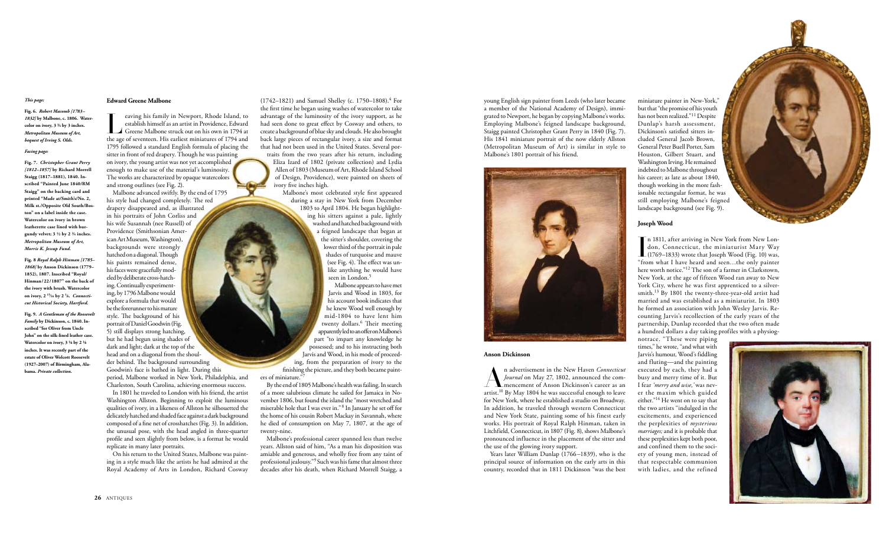*This page:*

**Fig. 6.** ***Robert Macomb [1783–1832]*** **by Malbone, c. 1806. Watercolor on ivory, 3 ⅜ by 3 inches.** ***Metropolitan Museum of Art, bequest of Irving S. Olds.***

*Facing page:*

**Fig. 7.** ***Christopher Grant Perry [1812–1857]*** **by Richard Morrell Staigg (1817–1881), 1840. Inscribed "Painted June 1840/RM Staigg" on the backing card and printed "Made at/Smith's/No. 2, Milk st./Opposite Old South/Boston" on a label inside the case. Watercolor on ivory in brown leatherette case lined with burgundy velvet; 3 ½ by 2 ¾ inches.** ***Metropolitan Museum of Art, Morris K. Jessup Fund.***

**Fig. 8** ***Royal Ralph Hinman [1785–1868]*** **by Anson Dickinson (1779–1852), 1807. Inscribed "Royal/Hinman/22/1807" on the back of the ivory with brush. Watercolor on ivory, 2 ¹⁵⁄₁₆ by 2 ¼.** ***Connecticut Historical Society, Hartford.***

**Fig. 9.** ***A Gentleman of the Roosevelt Family*** **by Dickinson, c. 1840. Inscribed "for Oliver from Uncle John" on the silk-lined leather case. Watercolor on ivory, 3 ¼ by 2 ⅝ inches. It was recently part of the estate of Oliver Wolcott Roosevelt (1927–2007) of Birmingham, Alabama.** ***Private collection.***

## Edward Greene Malbone

Leaving his family in Newport, Rhode Island, to establish himself as an artist in Providence, Edward Greene Malbone struck out on his own in 1794 at the age of seventeen. His earliest miniatures of 1794 and 1795 followed a standard English formula of placing the sitter in front of red drapery. Though he was painting on ivory, the young artist was not yet accomplished enough to make use of the material's luminosity. The works are characterized by opaque watercolors and strong outlines (see Fig. 2).

Malbone advanced swiftly. By the end of 1795 his style had changed completely. The red drapery disappeared and, as illustrated in his portraits of John Corliss and his wife Susannah (nee Russell) of Providence (Smithsonian American Art Museum, Washington), backgrounds were strongly hatched on a diagonal. Though his paints remained dense, his faces were gracefully modeled by deliberate cross-hatching. Continually experimenting, by 1796 Malbone would explore a formula that would be the forerunner to his mature style. The background of his portrait of Daniel Goodwin (Fig. 5) still displays strong hatching, but he had begun using shades of dark and light; dark at the top of the head and on a diagonal from the shoulder behind. The background surrounding Goodwin's face is bathed in light. During this period, Malbone worked in New York, Philadelphia, and Charleston, South Carolina, achieving enormous success.

In 1801 he traveled to London with his friend, the artist Washington Allston. Beginning to exploit the luminous qualities of ivory, in a likeness of Allston he silhouetted the delicately hatched and shaded face against a dark background composed of a fine net of crosshatches (Fig. 3). In addition, the unusual pose, with the head angled in three-quarter profile and seen slightly from below, is a format he would replicate in many later portraits.

On his return to the United States, Malbone was painting in a style much like the artists he had admired at the Royal Academy of Arts in London, Richard Cosway (1742–1821) and Samuel Shelley (c. 1750–1808).[4] For the first time he began using washes of watercolor to take advantage of the luminosity of the ivory support, as he had seen done to great effect by Cosway and others, to create a background of blue sky and clouds. He also brought back large pieces of rectangular ivory, a size and format that had not been used in the United States. Several portraits from the two years after his return, including Eliza Izard of 1802 (private collection) and Lydia Allen of 1803 (Museum of Art, Rhode Island School of Design, Providence), were painted on sheets of ivory five inches high.

Malbone's most celebrated style first appeared during a stay in New York from December 1803 to April 1804. He began highlighting his sitters against a pale, lightly washed and hatched background with a feigned landscape that began at the sitter's shoulder, covering the lower third of the portrait in pale shades of turquoise and mauve (see Fig. 4). The effect was unlike anything he would have seen in London.[5]

Malbone appears to have met Jarvis and Wood in 1803, for his account book indicates that he knew Wood well enough by mid-1804 to have lent him twenty dollars.[6] Their meeting apparently led to an offer on Malbone's part "to impart any knowledge he possessed; and to his instructing both Jarvis and Wood, in his mode of proceeding, from the preparation of ivory to the finishing the picture, and they both became painters of miniature."[7]

By the end of 1805 Malbone's health was failing. In search of a more salubrious climate he sailed for Jamaica in November 1806, but found the island the "most wretched and miserable hole that I was ever in."[8] In January he set off for the home of his cousin Robert Mackay in Savannah, where he died of consumption on May 7, 1807, at the age of twenty-nine.

Malbone's professional career spanned less than twelve years. Allston said of him, "As a man his disposition was amiable and generous, and wholly free from any taint of professional jealousy."[9] Such was his fame that almost three decades after his death, when Richard Morrell Staigg, a young English sign painter from Leeds (who later became a member of the National Academy of Design), immigrated to Newport, he began by copying Malbone's works. Employing Malbone's feigned landscape background, Staigg painted Christopher Grant Perry in 1840 (Fig. 7). His 1841 miniature portrait of the now elderly Allston (Metropolitan Museum of Art) is similar in style to Malbone's 1801 portrait of his friend.

## Anson Dickinson

An advertisement in the New Haven *Connecticut Journal* on May 27, 1802, announced the commencement of Anson Dickinson's career as an artist.[10] By May 1804 he was successful enough to leave for New York, where he established a studio on Broadway. In addition, he traveled through western Connecticut and New York State, painting some of his finest early works. His portrait of Royal Ralph Hinman, taken in Litchfield, Connecticut, in 1807 (Fig. 8), shows Malbone's pronounced influence in the placement of the sitter and the use of the glowing ivory support.

Years later William Dunlap (1766–1839), who is the principal source of information on the early arts in this country, recorded that in 1811 Dickinson "was the best miniature painter in New-York," but that "the promise of his youth has not been realized."[11] Despite Dunlap's harsh assessment, Dickinson's satisfied sitters included General Jacob Brown, General Peter Buell Porter, Sam Houston, Gilbert Stuart, and Washington Irving. He remained indebted to Malbone throughout his career; as late as about 1840, though working in the more fashionable rectangular format, he was still employing Malbone's feigned landscape background (see Fig. 9).

## Joseph Wood

In 1811, after arriving in New York from New London, Connecticut, the miniaturist Mary Way (1769–1833) wrote that Joseph Wood (Fig. 10) was, "from what I have heard and seen…the only painter here worth notice."[12] The son of a farmer in Clarkstown, New York, at the age of fifteen Wood ran away to New York City, where he was first apprenticed to a silversmith.[13] By 1801 the twenty-three-year-old artist had married and was established as a miniaturist. In 1803 he formed an association with John Wesley Jarvis. Recounting Jarvis's recollection of the early years of the partnership, Dunlap recorded that the two often made a hundred dollars a day taking profiles with a physiognotrace. "These were piping times," he wrote, "and what with Jarvis's humour, Wood's fiddling and fluting—and the painting executed by each, they had a busy and merry time of it. But I fear *'merry and wise,'* was never the maxim which guided either."[14] He went on to say that the two artists "indulged in the excitements, and experienced the perplexities of *mysterious marriages*; and it is probable that these perplexities kept both poor, and confined them to the society of young men, instead of that respectable communion with ladies, and the refined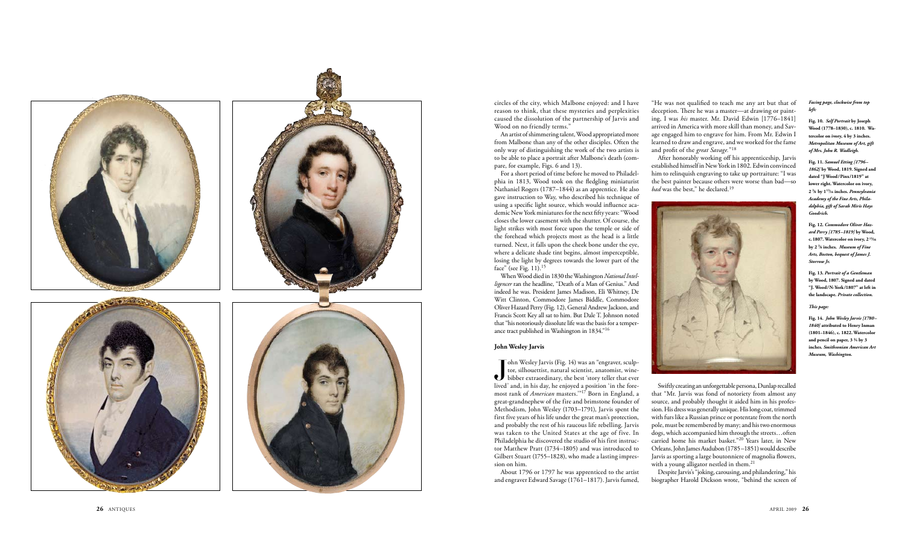circles of the city, which Malbone enjoyed: and I have reason to think, that these mysteries and perplexities caused the dissolution of the partnership of Jarvis and Wood on no friendly terms."

An artist of shimmering talent, Wood appropriated more from Malbone than any of the other disciples. Often the only way of distinguishing the work of the two artists is to be able to place a portrait after Malbone's death (compare, for example, Figs. 6 and 13).

For a short period of time before he moved to Philadelphia in 1813, Wood took on the fledgling miniaturist Nathaniel Rogers (1787–1844) as an apprentice. He also gave instruction to Way, who described his technique of using a specific light source, which would influence academic New York miniatures for the next fifty years: "Wood closes the lower casement with the shutter. Of course, the light strikes with most force upon the temple or side of the forehead which projects most as the head is a little turned. Next, it falls upon the cheek bone under the eye, where a delicate shade tint begins, almost imperceptible, losing the light by degrees towards the lower part of the face" (see Fig. 11).[15]

When Wood died in 1830 the Washington *National Intelligencer* ran the headline, "Death of a Man of Genius." And indeed he was. President James Madison, Eli Whitney, De Witt Clinton, Commodore James Biddle, Commodore Oliver Hazard Perry (Fig. 12), General Andrew Jackson, and Francis Scott Key all sat to him. But Dale T. Johnson noted that "his notoriously dissolute life was the basis for a temperance tract published in Washington in 1834."[16]

## John Wesley Jarvis

John Wesley Jarvis (Fig. 14) was an "engraver, sculptor, silhouettist, natural scientist, anatomist, winebibber extraordinary, the best 'story teller that ever lived' and, in his day, he enjoyed a position 'in the foremost rank of *American* masters.'"[17] Born in England, a great-grandnephew of the fire and brimstone founder of Methodism, John Wesley (1703–1791), Jarvis spent the first five years of his life under the great man's protection, and probably the rest of his raucous life rebelling. Jarvis was taken to the United States at the age of five. In Philadelphia he discovered the studio of his first instructor Matthew Pratt (1734–1805) and was introduced to Gilbert Stuart (1755–1828), who made a lasting impression on him.

About 1796 or 1797 he was apprenticed to the artist and engraver Edward Savage (1761–1817). Jarvis fumed, "He was not qualified to teach me any art but that of deception. There he was a master—at drawing or painting, I was *his* master. Mr. David Edwin [1776–1841] arrived in America with more skill than money, and Savage engaged him to engrave for him. From Mr. Edwin I learned to draw and engrave, and we worked for the fame and profit of the *great Savage*."[18]

After honorably working off his apprenticeship, Jarvis established himself in New York in 1802. Edwin convinced him to relinquish engraving to take up portraiture: "I was the best painter because others were worse than bad—so *bad* was the best," he declared.[19]

Swiftly creating an unforgettable persona, Dunlap recalled that "Mr. Jarvis was fond of notoriety from almost any source, and probably thought it aided him in his profession. His dress was generally unique. His long coat, trimmed with furs like a Russian prince or potentate from the north pole, must be remembered by many; and his two enormous dogs, which accompanied him through the streets…often carried home his market basket."[20] Years later, in New Orleans, John James Audubon (1785–1851) would describe Jarvis as sporting a large boutonniere of magnolia flowers, with a young alligator nestled in them.[21]

Despite Jarvis's "joking, carousing, and philandering," his biographer Harold Dickson wrote, "behind the screen of

*Facing page, clockwise from top left:*

**Fig. 10.** ***Self Portrait*** **by Joseph Wood (1778–1830), c. 1810. Watercolor on ivory, 4 by 3 inches.** ***Metropolitan Museum of Art, gift of Mrs. John R. Wadleigh.***

**Fig. 11.** ***Samuel Etting [1796–1862]*** **by Wood, 1819. Signed and dated "J Wood/Pinx/1819" at lower right. Watercolor on ivory, 2 ⅞ by 1 ¹⁵⁄₁₆ inches.** ***Pennsylvania Academy of the Fine Arts, Philadelphia, gift of Sarah Miris Hays Goodrich.***

**Fig. 12.** ***Commodore Oliver Hazard Perry [1785–1819]*** **by Wood, c. 1807. Watercolor on ivory, 2 ¹⁵⁄₁₆ by 2 ⅜ inches.** ***Museum of Fine Arts, Boston, bequest of James J. Storrow Jr.***

**Fig. 13.** ***Portrait of a Gentleman*** **by Wood, 1807. Signed and dated "J. Wood/N-York/1807" at left in the landscape.** ***Private collection.***

*This page:*

**Fig. 14.** ***John Wesley Jarvis [1780–1840]*** **attributed to Henry Inman (1801–1846), c. 1822. Watercolor and pencil on paper, 3 ¾ by 3 inches.** ***Smithsonian American Art Museum, Washington.***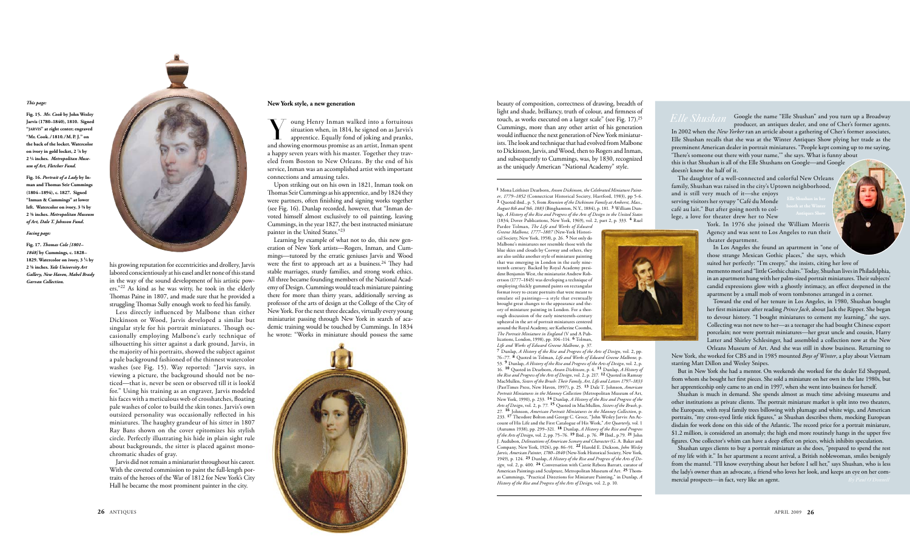*This page:*

**Fig. 15. *Mr. Cook* by John Wesley Jarvis (1780–1840), 1810. Signed "JARVIS" at right center; engraved "Mr. Cook./1810./M. P. J." on the back of the locket. Watercolor on ivory in gold locket, 2 ⅞ by 2 ¼ inches. *Metropolitan Museum of Art, Fletcher Fund.***

**Fig. 16. *Portrait of a Lady* by Inman and Thomas Seir Cummings (1804–1894), c. 1827. Signed "Inman & Cummings" at lower left. Watercolor on ivory, 3 ⅜ by 2 ⅝ inches. *Metropolitan Museum of Art, Dale T. Johnson Fund.***

*Facing page:*

**Fig. 17. *Thomas Cole [1801–1848]* by Cummings, c. 1828–1829. Watercolor on ivory, 3 ¼ by 2 ⅝ inches. *Yale University Art Gallery, New Haven, Mabel Brady Garvan Collection.***

his growing reputation for eccentricities and drollery, Jarvis labored conscientiously at his easel and let none of this stand in the way of the sound development of his artistic powers."[22] As kind as he was witty, he took in the elderly Thomas Paine in 1807, and made sure that he provided a struggling Thomas Sully enough work to feed his family.

Less directly influenced by Malbone than either Dickinson or Wood, Jarvis developed a similar but singular style for his portrait miniatures. Though occasionally employing Malbone's early technique of silhouetting his sitter against a dark ground, Jarvis, in the majority of his portraits, showed the subject against a pale background fashioned of the thinnest watercolor washes (see Fig. 15). Way reported: "Jarvis says, in viewing a picture, the background should not be noticed—that is, never be seen or observed till it is look'd for." Using his training as an engraver, Jarvis modeled his faces with a meticulous web of crosshatches, floating pale washes of color to build the skin tones. Jarvis's own outsized personality was occasionally reflected in his miniatures. The haughty grandeur of his sitter in 1807 Ray Bans shown on the cover epitomizes his stylish circle. Perfectly illustrating his hide in plain sight rule about backgrounds, the sitter is placed against monochromatic shades of gray.

Jarvis did not remain a miniaturist throughout his career. With the coveted commission to paint the full-length portraits of the heroes of the War of 1812 for New York's City Hall he became the most prominent painter in the city.

## New York style, a new generation

Young Henry Inman walked into a fortuitous situation when, in 1814, he signed on as Jarvis's apprentice. Equally fond of joking and pranks, and showing enormous promise as an artist, Inman spent a happy seven years with his master. Together they traveled from Boston to New Orleans. By the end of his service, Inman was an accomplished artist with important connections and amusing tales.

Upon striking out on his own in 1821, Inman took on Thomas Seir Cummings as his apprentice, and by 1824 they were partners, often finishing and signing works together (see Fig. 16). Dunlap recorded, however, that "Inman devoted himself almost exclusively to oil painting, leaving Cummings, in the year 1827, the best instructed miniature painter in the United States."[23]

Learning by example of what not to do, this new generation of New York artists—Rogers, Inman, and Cummings—tutored by the erratic geniuses Jarvis and Wood were the first to approach art as a business.[24] They had stable marriages, sturdy families, and strong work ethics. All three became founding members of the National Academy of Design. Cummings would teach miniature painting there for more than thirty years, additionally serving as professor of the arts of design at the College of the City of New York. For the next three decades, virtually every young miniaturist passing through New York in search of academic training would be touched by Cummings. In 1834 he wrote: "Works in miniature should possess the same beauty of composition, correctness of drawing, breadth of light and shade, brilliancy, truth of colour, and firmness of touch, as works executed on a larger scale" (see Fig. 17).[25] Cummings, more than any other artist of his generation would influence the next generation of New York miniaturists. The look and technique that had evolved from Malbone to Dickinson, Jarvis, and Wood, then to Rogers and Inman, and subsequently to Cummings, was, by 1830, recognized as the uniquely American "National Academy" style.

---

[1] Mona Leithiser Dearborn, *Anson Dickinson, the Celebrated Miniature Painter, 1779–1852* (Connecticut Historical Society, Hartford, 1983), pp 5–6. [2] Quoted ibid., p. 5, from *Reunion of the Dickinson Family at Amherst, Mass., August 8th and 9th, 1883* (Binghamton, N.Y., 1884), p. 181. [3] William Dunlap, *A History of the Rise and Progress of the Arts of Design in the United States* (1834; Dover Publications, New York, 1969), vol. 2, part 2, p. 333. [4] Ruel Pardee Tolman, *The Life and Works of Edward Greene Malbone, 1777–1807* (New-York Historical Society, New York, 1958), p. 26. [5] Not only do Malbone's miniatures not resemble those with the blue skies and clouds by Cosway and others, they are also unlike another style of miniature painting that was emerging in London in the early nineteenth century. Backed by Royal Academy president Benjamin West, the miniaturist Andrew Robertson (1777–1845) was developing a technique of employing thickly gummed paints on rectangular format ivory to create portraits that were meant to emulate oil paintings—a style that eventually brought great changes to the appearance and theory of miniature painting in London. For a thorough discussion of the early nineteenth-century upheaval in the art of portrait miniatures centered around the Royal Academy, see Katherine Coombs, *The Portrait Miniature in England* (V and A Publications, London, 1998), pp. 104–114. [6] Tolman, *Life and Works of Edward Greene Malbone*, p. 37. [7] Dunlap, *A History of the Rise and Progress of the Arts of Design*, vol. 2, pp. 76–77. [8] Quoted in Tolman, *Life and Works of Edward Greene Malbone*, p. 53. [9] Dunlap, *A History of the Rise and Progress of the Arts of Design*, vol. 2, p. 16. [10] Quoted in Dearborn, *Anson Dickinson*, p. 4. [11] Dunlap, *A History of the Rise and Progress of the Arts of Design*, vol. 2, p. 217. [12] Quoted in Ramsay MacMullen, *Sisters of the Brush: Their Family, Art, Life and Letters 1797–1833* (PastTimes Press, New Haven, 1997), p. 25. [13] Dale T. Johnson, *American Portrait Miniatures in the Manney Collection* (Metropolitan Museum of Art, New York, 1990), p. 233. [14] Dunlap, *A History of the Rise and Progress of the Arts of Design*, vol. 2, p. 77. [15] Quoted in MacMullen, *Sisters of the Brush*, p. 27. [16] Johnson, *American Portrait Miniatures in the Manney Collection*, p. 233. [17] Theodore Bolton and George C. Groce, "John Wesley Jarvis: An Account of His Life and the First Catalogue of His Work," *Art Quarterly*, vol. 1 (Autumn 1938), pp. 299–321. [18] Dunlap, *A History of the Rise and Progress of the Arts of Design*, vol. 2, pp. 75–76. [19] Ibid., p. 76. [20] Ibid., p. 79. [21] John J. Audubon, *Delineations of American Scenery and Character* (G. A. Baker and Company, New York, 1926), pp. 86–91. [22] Harold E. Dickson, *John Wesley Jarvis, American Painter, 1780–1840* (New-York Historical Society, New York, 1949), p. 124. [23] Dunlap, *A History of the Rise and Progress of the Arts of Design*, vol. 2, p. 400. [24] Conversation with Carrie Rebora Barratt, curator of American Paintings and Sculpture, Metropolitan Museum of Art. [25] Thomas Cummings, "Practical Directions for Miniature Painting," in Dunlap, *A History of the Rise and Progress of the Arts of Design*, vol. 2, p. 10.

---

## *Elle Shushan*

Google the name "Elle Shushan" and you turn up a Broadway producer, an antiques dealer, and one of Cher's former agents. In 2002 when the *New Yorker* ran an article about a gathering of Cher's former associates, Elle Shushan recalls that she was at the Winter Antiques Show plying her trade as the preeminent American dealer in portrait miniatures. "People kept coming up to me saying, 'There's someone out there with your name,'" she says. What is funny about this is that Shushan is all of the Elle Shushans on Google—and Google doesn't know the half of it.

The daughter of a well-connected and colorful New Orleans family, Shushan was raised in the city's Uptown neighborhood, and is still very much of it—she enjoys serving visitors her syrupy "Café du Monde café au lait." But after going north to college, a love for theater drew her to New York. In 1976 she joined the William Morris Agency and was sent to Los Angeles to run their theater department.

Elle Shushan in her booth at the Winter Antiques Show

In Los Angeles she found an apartment in "one of those strange Mexican Gothic places," she says, which suited her perfectly: "I'm creepy," she insists, citing her love of memento mori and "little Gothic chairs." Today, Shushan lives in Philadelphia, in an apartment hung with her palm-sized portrait miniatures. Their subjects' candid expressions glow with a ghostly intimacy, an effect deepened in the apartment by a small mob of worn tombstones arranged in a corner.

Toward the end of her tenure in Los Angeles, in 1980, Shushan bought her first miniature after reading *Prince Jack*, about Jack the Ripper. She began to devour history. "I bought miniatures to cement my learning," she says. Collecting was not new to her—as a teenager she had bought Chinese export porcelain; nor were portrait miniatures—her great uncle and cousin, Harry Latter and Shirley Schlesinger, had assembled a collection now at the New Orleans Museum of Art. And she was still in show business. Returning to New York, she worked for CBS and in 1985 mounted *Boys of Winter*, a play about Vietnam starring Matt Dillon and Wesley Snipes.

But in New York she had a mentor. On weekends she worked for the dealer Ed Sheppard, from whom she bought her first pieces. She sold a miniature on her own in the late 1980s, but her apprenticeship only came to an end in 1997, when she went into business for herself.

Shushan is much in demand. She spends almost as much time advising museums and other institutions as private clients. The portrait miniature market is split into two theaters, the European, with royal family trees billowing with plumage and white wigs, and American portraits, "my cross-eyed little stick figures," as Shushan describes them, mocking European disdain for work done on this side of the Atlantic. The record price for a portrait miniature, $1.2 million, is considered an anomaly; the high end more routinely hangs in the upper five figures. One collector's whim can have a deep effect on prices, which inhibits speculation.

Shushan urges clients to buy a portrait miniature as she does, "prepared to spend the rest of my life with it." In her apartment a recent arrival, a British noblewoman, smiles benignly from the mantel. "I'll know everything about her before I sell her," says Shushan, who is less the lady's owner than an advocate, a friend who loves her look, and keeps an eye on her commercial prospects—in fact, very like an agent. *By Paul O'Donnell*